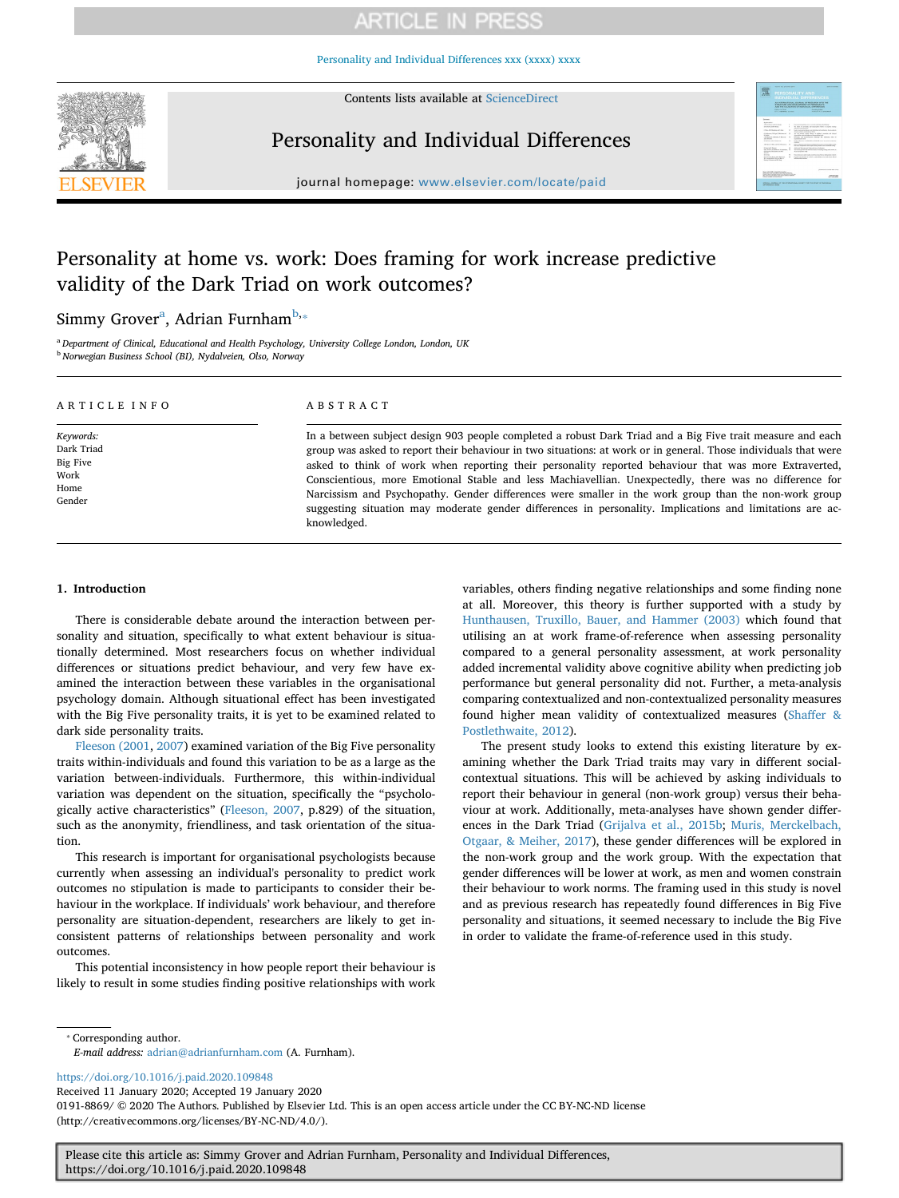# Personality at home vs. work: Does framing for work increase predictive validity of the Dark Triad on work outcomes?

Simmy Grover[a], Adrian Furnham[b,*]

[a] Department of Clinical, Educational and Health Psychology, University College London, London, UK
[b] Norwegian Business School (BI), Nydalveien, Olso, Norway

**ARTICLE INFO**

*Keywords:*
Dark Triad
Big Five
Work
Home
Gender

**ABSTRACT**

In a between subject design 903 people completed a robust Dark Triad and a Big Five trait measure and each group was asked to report their behaviour in two situations: at work or in general. Those individuals that were asked to think of work when reporting their personality reported behaviour that was more Extraverted, Conscientious, more Emotional Stable and less Machiavellian. Unexpectedly, there was no difference for Narcissism and Psychopathy. Gender differences were smaller in the work group than the non-work group suggesting situation may moderate gender differences in personality. Implications and limitations are acknowledged.

## 1. Introduction

There is considerable debate around the interaction between personality and situation, specifically to what extent behaviour is situationally determined. Most researchers focus on whether individual differences or situations predict behaviour, and very few have examined the interaction between these variables in the organisational psychology domain. Although situational effect has been investigated with the Big Five personality traits, it is yet to be examined related to dark side personality traits.

Fleeson (2001, 2007) examined variation of the Big Five personality traits within-individuals and found this variation to be as a large as the variation between-individuals. Furthermore, this within-individual variation was dependent on the situation, specifically the "psychologically active characteristics" (Fleeson, 2007, p.829) of the situation, such as the anonymity, friendliness, and task orientation of the situation.

This research is important for organisational psychologists because currently when assessing an individual's personality to predict work outcomes no stipulation is made to participants to consider their behaviour in the workplace. If individuals' work behaviour, and therefore personality are situation-dependent, researchers are likely to get inconsistent patterns of relationships between personality and work outcomes.

This potential inconsistency in how people report their behaviour is likely to result in some studies finding positive relationships with work variables, others finding negative relationships and some finding none at all. Moreover, this theory is further supported with a study by Hunthausen, Truxillo, Bauer, and Hammer (2003) which found that utilising an at work frame-of-reference when assessing personality compared to a general personality assessment, at work personality added incremental validity above cognitive ability when predicting job performance but general personality did not. Further, a meta-analysis comparing contextualized and non-contextualized personality measures found higher mean validity of contextualized measures (Shaffer & Postlethwaite, 2012).

The present study looks to extend this existing literature by examining whether the Dark Triad traits may vary in different social-contextual situations. This will be achieved by asking individuals to report their behaviour in general (non-work group) versus their behaviour at work. Additionally, meta-analyses have shown gender differences in the Dark Triad (Grijalva et al., 2015b; Muris, Merckelbach, Otgaar, & Meiher, 2017), these gender differences will be explored in the non-work group and the work group. With the expectation that gender differences will be lower at work, as men and women constrain their behaviour to work norms. The framing used in this study is novel and as previous research has repeatedly found differences in Big Five personality and situations, it seemed necessary to include the Big Five in order to validate the frame-of-reference used in this study.

---

* Corresponding author.
*E-mail address:* adrian@adrianfurnham.com (A. Furnham).

https://doi.org/10.1016/j.paid.2020.109848
Received 11 January 2020; Accepted 19 January 2020
0191-8869/ © 2020 The Authors. Published by Elsevier Ltd. This is an open access article under the CC BY-NC-ND license (http://creativecommons.org/licenses/BY-NC-ND/4.0/).

Please cite this article as: Simmy Grover and Adrian Furnham, Personality and Individual Differences, https://doi.org/10.1016/j.paid.2020.109848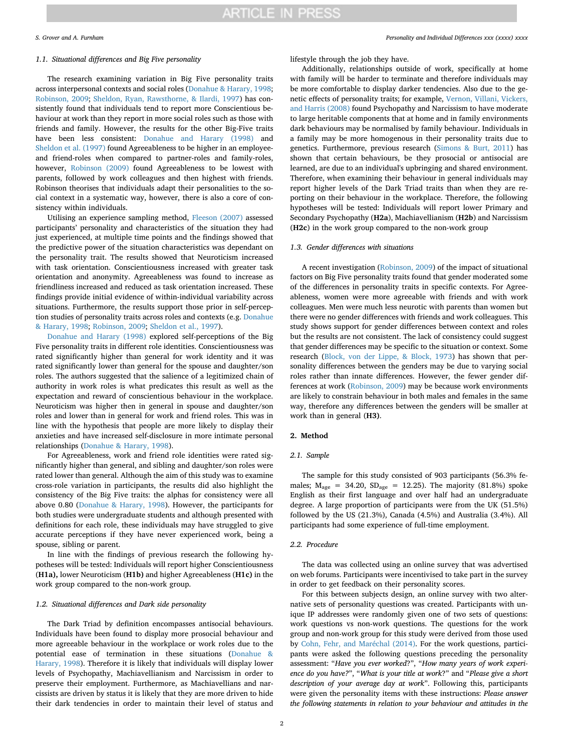### 1.1. Situational differences and Big Five personality

The research examining variation in Big Five personality traits across interpersonal contexts and social roles (Donahue & Harary, 1998; Robinson, 2009; Sheldon, Ryan, Rawsthorne, & Ilardi, 1997) has consistently found that individuals tend to report more Conscientious behaviour at work than they report in more social roles such as those with friends and family. However, the results for the other Big-Five traits have been less consistent: Donahue and Harary (1998) and Sheldon et al. (1997) found Agreeableness to be higher in an employee- and friend-roles when compared to partner-roles and family-roles, however, Robinson (2009) found Agreeableness to be lowest with parents, followed by work colleagues and then highest with friends. Robinson theorises that individuals adapt their personalities to the social context in a systematic way, however, there is also a core of consistency within individuals.

Utilising an experience sampling method, Fleeson (2007) assessed participants' personality and characteristics of the situation they had just experienced, at multiple time points and the findings showed that the predictive power of the situation characteristics was dependant on the personality trait. The results showed that Neuroticism increased with task orientation. Conscientiousness increased with greater task orientation and anonymity. Agreeableness was found to increase as friendliness increased and reduced as task orientation increased. These findings provide initial evidence of within-individual variability across situations. Furthermore, the results support those prior in self-perception studies of personality traits across roles and contexts (e.g. Donahue & Harary, 1998; Robinson, 2009; Sheldon et al., 1997).

Donahue and Harary (1998) explored self-perceptions of the Big Five personality traits in different role identities. Conscientiousness was rated significantly higher than general for work identity and it was rated significantly lower than general for the spouse and daughter/son roles. The authors suggested that the salience of a legitimized chain of authority in work roles is what predicates this result as well as the expectation and reward of conscientious behaviour in the workplace. Neuroticism was higher then in general in spouse and daughter/son roles and lower than in general for work and friend roles. This was in line with the hypothesis that people are more likely to display their anxieties and have increased self-disclosure in more intimate personal relationships (Donahue & Harary, 1998).

For Agreeableness, work and friend role identities were rated significantly higher than general, and sibling and daughter/son roles were rated lower than general. Although the aim of this study was to examine cross-role variation in participants, the results did also highlight the consistency of the Big Five traits: the alphas for consistency were all above 0.80 (Donahue & Harary, 1998). However, the participants for both studies were undergraduate students and although presented with definitions for each role, these individuals may have struggled to give accurate perceptions if they have never experienced work, being a spouse, sibling or parent.

In line with the findings of previous research the following hypotheses will be tested: Individuals will report higher Conscientiousness (**H1a**), lower Neuroticism (**H1b**) and higher Agreeableness (**H1c**) in the work group compared to the non-work group.

### 1.2. Situational differences and Dark side personality

The Dark Triad by definition encompasses antisocial behaviours. Individuals have been found to display more prosocial behaviour and more agreeable behaviour in the workplace or work roles due to the potential ease of termination in these situations (Donahue & Harary, 1998). Therefore it is likely that individuals will display lower levels of Psychopathy, Machiavellianism and Narcissism in order to preserve their employment. Furthermore, as Machiavellians and narcissists are driven by status it is likely that they are more driven to hide their dark tendencies in order to maintain their level of status and lifestyle through the job they have.

Additionally, relationships outside of work, specifically at home with family will be harder to terminate and therefore individuals may be more comfortable to display darker tendencies. Also due to the genetic effects of personality traits; for example, Vernon, Villani, Vickers, and Harris (2008) found Psychopathy and Narcissism to have moderate to large heritable components that at home and in family environments dark behaviours may be normalised by family behaviour. Individuals in a family may be more homogenous in their personality traits due to genetics. Furthermore, previous research (Simons & Burt, 2011) has shown that certain behaviours, be they prosocial or antisocial are learned, are due to an individual's upbringing and shared environment. Therefore, when examining their behaviour in general individuals may report higher levels of the Dark Triad traits than when they are reporting on their behaviour in the workplace. Therefore, the following hypotheses will be tested: Individuals will report lower Primary and Secondary Psychopathy (**H2a**), Machiavellianism (**H2b**) and Narcissism (**H2c**) in the work group compared to the non-work group

### 1.3. Gender differences with situations

A recent investigation (Robinson, 2009) of the impact of situational factors on Big Five personality traits found that gender moderated some of the differences in personality traits in specific contexts. For Agreeableness, women were more agreeable with friends and with work colleagues. Men were much less neurotic with parents than women but there were no gender differences with friends and work colleagues. This study shows support for gender differences between context and roles but the results are not consistent. The lack of consistency could suggest that gender differences may be specific to the situation or context. Some research (Block, von der Lippe, & Block, 1973) has shown that personality differences between the genders may be due to varying social roles rather than innate differences. However, the fewer gender differences at work (Robinson, 2009) may be because work environments are likely to constrain behaviour in both males and females in the same way, therefore any differences between the genders will be smaller at work than in general (**H3**).

## 2. Method

### 2.1. Sample

The sample for this study consisted of 903 participants (56.3% females; $M_{age} = 34.20$, $SD_{age} = 12.25$). The majority (81.8%) spoke English as their first language and over half had an undergraduate degree. A large proportion of participants were from the UK (51.5%) followed by the US (21.3%), Canada (4.5%) and Australia (3.4%). All participants had some experience of full-time employment.

### 2.2. Procedure

The data was collected using an online survey that was advertised on web forums. Participants were incentivised to take part in the survey in order to get feedback on their personality scores.

For this between subjects design, an online survey with two alternative sets of personality questions was created. Participants with unique IP addresses were randomly given one of two sets of questions: work questions vs non-work questions. The questions for the work group and non-work group for this study were derived from those used by Cohn, Fehr, and Maréchal (2014). For the work questions, participants were asked the following questions preceding the personality assessment: "*Have you ever worked?*", "*How many years of work experience do you have?*", "*What is your title at work?*" and "*Please give a short description of your average day at work*". Following this, participants were given the personality items with these instructions: *Please answer the following statements in relation to your behaviour and attitudes in the*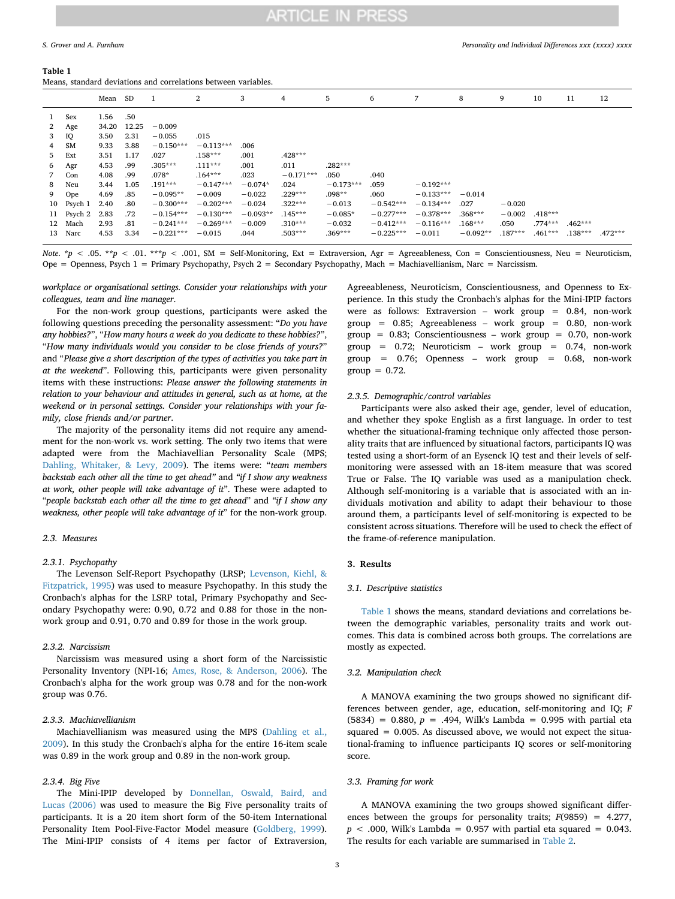**Table 1**
Means, standard deviations and correlations between variables.

| | | Mean | SD | 1 | 2 | 3 | 4 | 5 | 6 | 7 | 8 | 9 | 10 | 11 | 12 |
|---|---|---|---|---|---|---|---|---|---|---|---|---|---|---|---|
| 1 | Sex | 1.56 | .50 | | | | | | | | | | | | |
| 2 | Age | 34.20 | 12.25 | −0.009 | | | | | | | | | | | |
| 3 | IQ | 3.50 | 2.31 | −0.055 | .015 | | | | | | | | | | |
| 4 | SM | 9.33 | 3.88 | −0.150*** | −0.113*** | .006 | | | | | | | | | |
| 5 | Ext | 3.51 | 1.17 | .027 | .158*** | .001 | .428*** | | | | | | | | |
| 6 | Agr | 4.53 | .99 | .305*** | .111*** | .001 | .011 | .282*** | | | | | | | |
| 7 | Con | 4.08 | .99 | .078* | .164*** | .023 | −0.171*** | .050 | .040 | | | | | | |
| 8 | Neu | 3.44 | 1.05 | .191*** | −0.147*** | −0.074* | .024 | −0.173*** | .059 | −0.192*** | | | | | |
| 9 | Ope | 4.69 | .85 | −0.095** | −0.009 | −0.022 | .229*** | .098** | .060 | −0.133*** | −0.014 | | | | |
| 10 | Psych 1 | 2.40 | .80 | −0.300*** | −0.202*** | −0.024 | .322*** | −0.013 | −0.542*** | −0.134*** | .027 | −0.020 | | | |
| 11 | Psych 2 | 2.83 | .72 | −0.154*** | −0.130*** | −0.093** | .145*** | −0.085* | −0.277*** | −0.378*** | .368*** | −0.002 | .418*** | | |
| 12 | Mach | 2.93 | .81 | −0.241*** | −0.269*** | −0.009 | .310*** | −0.032 | −0.412*** | −0.116*** | .168*** | .050 | .774*** | .462*** | |
| 13 | Narc | 4.53 | 3.34 | −0.221*** | −0.015 | .044 | .503*** | .369*** | −0.225*** | −0.011 | −0.092** | .187*** | .461*** | .138*** | .472*** |

*Note*. \*$p < .05$. \*\*$p < .01$. \*\*\*$p < .001$, SM = Self-Monitoring, Ext = Extraversion, Agr = Agreeableness, Con = Conscientiousness, Neu = Neuroticism, Ope = Openness, Psych 1 = Primary Psychopathy, Psych 2 = Secondary Psychopathy, Mach = Machiavellianism, Narc = Narcissism.

*workplace or organisational settings. Consider your relationships with your colleagues, team and line manager*.

For the non-work group questions, participants were asked the following questions preceding the personality assessment: "*Do you have any hobbies?*", "*How many hours a week do you dedicate to these hobbies?*", "*How many individuals would you consider to be close friends of yours?*" and "*Please give a short description of the types of activities you take part in at the weekend*". Following this, participants were given personality items with these instructions: *Please answer the following statements in relation to your behaviour and attitudes in general, such as at home, at the weekend or in personal settings. Consider your relationships with your family, close friends and/or partner*.

The majority of the personality items did not require any amendment for the non-work vs. work setting. The only two items that were adapted were from the Machiavellian Personality Scale (MPS; Dahling, Whitaker, & Levy, 2009). The items were: "*team members backstab each other all the time to get ahead"* and *"if I show any weakness at work, other people will take advantage of it*". These were adapted to "*people backstab each other all the time to get ahead*" and *"if I show any weakness, other people will take advantage of it*" for the non-work group.

### 2.3. Measures

#### 2.3.1. Psychopathy

The Levenson Self-Report Psychopathy (LRSP; Levenson, Kiehl, & Fitzpatrick, 1995) was used to measure Psychopathy. In this study the Cronbach's alphas for the LSRP total, Primary Psychopathy and Secondary Psychopathy were: 0.90, 0.72 and 0.88 for those in the non-work group and 0.91, 0.70 and 0.89 for those in the work group.

#### 2.3.2. Narcissism

Narcissism was measured using a short form of the Narcissistic Personality Inventory (NPI-16; Ames, Rose, & Anderson, 2006). The Cronbach's alpha for the work group was 0.78 and for the non-work group was 0.76.

#### 2.3.3. Machiavellianism

Machiavellianism was measured using the MPS (Dahling et al., 2009). In this study the Cronbach's alpha for the entire 16-item scale was 0.89 in the work group and 0.89 in the non-work group.

#### 2.3.4. Big Five

The Mini-IPIP developed by Donnellan, Oswald, Baird, and Lucas (2006) was used to measure the Big Five personality traits of participants. It is a 20 item short form of the 50-item International Personality Item Pool-Five-Factor Model measure (Goldberg, 1999). The Mini-IPIP consists of 4 items per factor of Extraversion, Agreeableness, Neuroticism, Conscientiousness, and Openness to Experience. In this study the Cronbach's alphas for the Mini-IPIP factors were as follows: Extraversion – work group = 0.84, non-work group = 0.85; Agreeableness – work group = 0.80, non-work group = 0.83; Conscientiousness – work group = 0.70, non-work group = 0.72; Neuroticism – work group = 0.74, non-work group = 0.76; Openness – work group = 0.68, non-work group = 0.72.

#### 2.3.5. Demographic/control variables

Participants were also asked their age, gender, level of education, and whether they spoke English as a first language. In order to test whether the situational-framing technique only affected those personality traits that are influenced by situational factors, participants IQ was tested using a short-form of an Eysenck IQ test and their levels of self-monitoring were assessed with an 18-item measure that was scored True or False. The IQ variable was used as a manipulation check. Although self-monitoring is a variable that is associated with an individuals motivation and ability to adapt their behaviour to those around them, a participants level of self-monitoring is expected to be consistent across situations. Therefore will be used to check the effect of the frame-of-reference manipulation.

## 3. Results

### 3.1. Descriptive statistics

Table 1 shows the means, standard deviations and correlations between the demographic variables, personality traits and work outcomes. This data is combined across both groups. The correlations are mostly as expected.

### 3.2. Manipulation check

A MANOVA examining the two groups showed no significant differences between gender, age, education, self-monitoring and IQ; $F(5834) = 0.880$, $p = .494$, Wilk's Lambda = 0.995 with partial eta squared = 0.005. As discussed above, we would not expect the situational-framing to influence participants IQ scores or self-monitoring score.

### 3.3. Framing for work

A MANOVA examining the two groups showed significant differences between the groups for personality traits; $F(9859) = 4.277$, $p < .000$, Wilk's Lambda = 0.957 with partial eta squared = 0.043. The results for each variable are summarised in Table 2.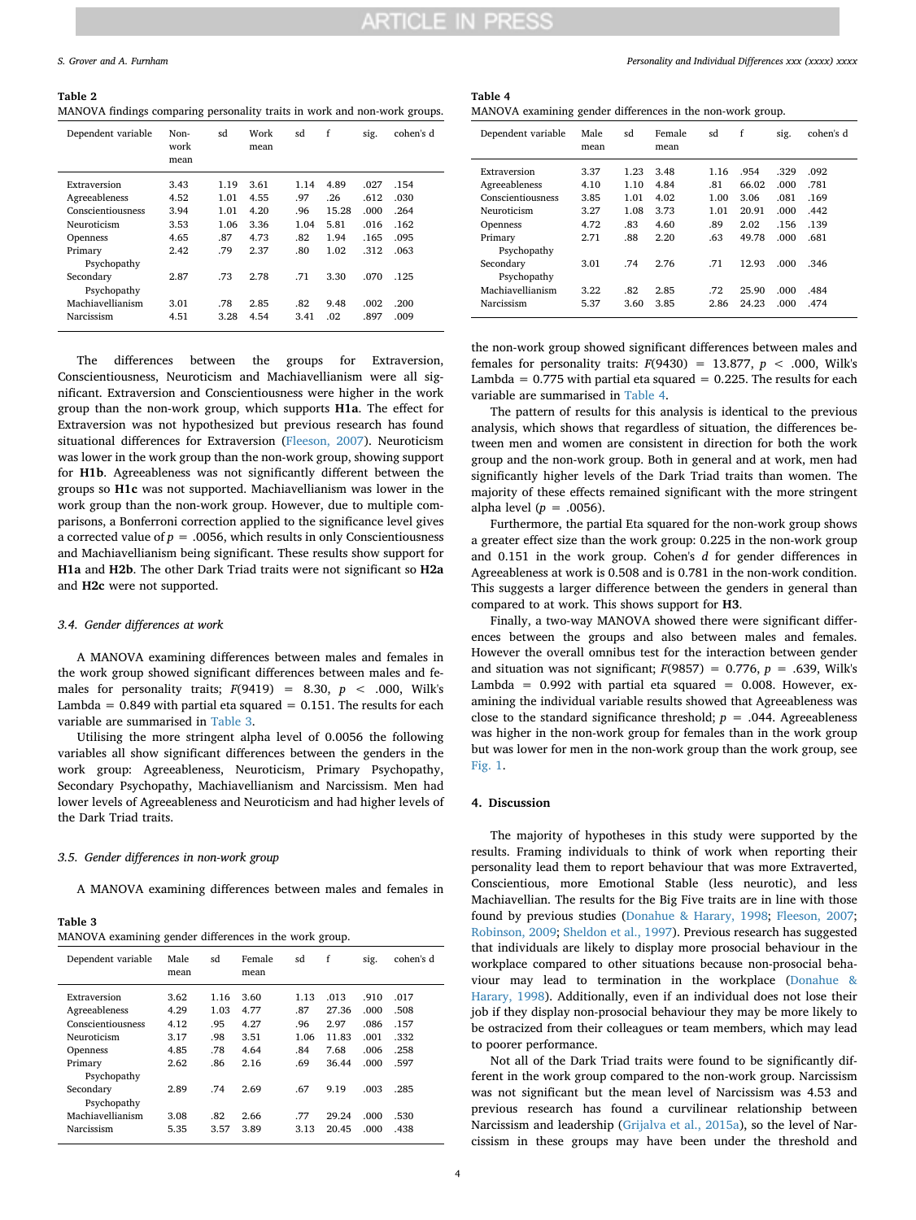**Table 2**
MANOVA findings comparing personality traits in work and non-work groups.

| Dependent variable | Non-work mean | sd | Work mean | sd | f | sig. | cohen's d |
|---|---|---|---|---|---|---|---|
| Extraversion | 3.43 | 1.19 | 3.61 | 1.14 | 4.89 | .027 | .154 |
| Agreeableness | 4.52 | 1.01 | 4.55 | .97 | .26 | .612 | .030 |
| Conscientiousness | 3.94 | 1.01 | 4.20 | .96 | 15.28 | .000 | .264 |
| Neuroticism | 3.53 | 1.06 | 3.36 | 1.04 | 5.81 | .016 | .162 |
| Openness | 4.65 | .87 | 4.73 | .82 | 1.94 | .165 | .095 |
| Primary Psychopathy | 2.42 | .79 | 2.37 | .80 | 1.02 | .312 | .063 |
| Secondary Psychopathy | 2.87 | .73 | 2.78 | .71 | 3.30 | .070 | .125 |
| Machiavellianism | 3.01 | .78 | 2.85 | .82 | 9.48 | .002 | .200 |
| Narcissism | 4.51 | 3.28 | 4.54 | 3.41 | .02 | .897 | .009 |

The differences between the groups for Extraversion, Conscientiousness, Neuroticism and Machiavellianism were all significant. Extraversion and Conscientiousness were higher in the work group than the non-work group, which supports **H1a**. The effect for Extraversion was not hypothesized but previous research has found situational differences for Extraversion (Fleeson, 2007). Neuroticism was lower in the work group than the non-work group, showing support for **H1b**. Agreeableness was not significantly different between the groups so **H1c** was not supported. Machiavellianism was lower in the work group than the non-work group. However, due to multiple comparisons, a Bonferroni correction applied to the significance level gives a corrected value of $p = .0056$, which results in only Conscientiousness and Machiavellianism being significant. These results show support for **H1a** and **H2b**. The other Dark Triad traits were not significant so **H2a** and **H2c** were not supported.

### 3.4. Gender differences at work

A MANOVA examining differences between males and females in the work group showed significant differences between males and females for personality traits; $F(9419) = 8.30$, $p < .000$, Wilk's Lambda = 0.849 with partial eta squared = 0.151. The results for each variable are summarised in Table 3.

Utilising the more stringent alpha level of 0.0056 the following variables all show significant differences between the genders in the work group: Agreeableness, Neuroticism, Primary Psychopathy, Secondary Psychopathy, Machiavellianism and Narcissism. Men had lower levels of Agreeableness and Neuroticism and had higher levels of the Dark Triad traits.

### 3.5. Gender differences in non-work group

A MANOVA examining differences between males and females in the non-work group showed significant differences between males and females for personality traits: $F(9430) = 13.877$, $p < .000$, Wilk's Lambda = 0.775 with partial eta squared = 0.225. The results for each variable are summarised in Table 4.

**Table 3**
MANOVA examining gender differences in the work group.

| Dependent variable | Male mean | sd | Female mean | sd | f | sig. | cohen's d |
|---|---|---|---|---|---|---|---|
| Extraversion | 3.62 | 1.16 | 3.60 | 1.13 | .013 | .910 | .017 |
| Agreeableness | 4.29 | 1.03 | 4.77 | .87 | 27.36 | .000 | .508 |
| Conscientiousness | 4.12 | .95 | 4.27 | .96 | 2.97 | .086 | .157 |
| Neuroticism | 3.17 | .98 | 3.51 | 1.06 | 11.83 | .001 | .332 |
| Openness | 4.85 | .78 | 4.64 | .84 | 7.68 | .006 | .258 |
| Primary Psychopathy | 2.62 | .86 | 2.16 | .69 | 36.44 | .000 | .597 |
| Secondary Psychopathy | 2.89 | .74 | 2.69 | .67 | 9.19 | .003 | .285 |
| Machiavellianism | 3.08 | .82 | 2.66 | .77 | 29.24 | .000 | .530 |
| Narcissism | 5.35 | 3.57 | 3.89 | 3.13 | 20.45 | .000 | .438 |

**Table 4**
MANOVA examining gender differences in the non-work group.

| Dependent variable | Male mean | sd | Female mean | sd | f | sig. | cohen's d |
|---|---|---|---|---|---|---|---|
| Extraversion | 3.37 | 1.23 | 3.48 | 1.16 | .954 | .329 | .092 |
| Agreeableness | 4.10 | 1.10 | 4.84 | .81 | 66.02 | .000 | .781 |
| Conscientiousness | 3.85 | 1.01 | 4.02 | 1.00 | 3.06 | .081 | .169 |
| Neuroticism | 3.27 | 1.08 | 3.73 | 1.01 | 20.91 | .000 | .442 |
| Openness | 4.72 | .83 | 4.60 | .89 | 2.02 | .156 | .139 |
| Primary Psychopathy | 2.71 | .88 | 2.20 | .63 | 49.78 | .000 | .681 |
| Secondary Psychopathy | 3.01 | .74 | 2.76 | .71 | 12.93 | .000 | .346 |
| Machiavellianism | 3.22 | .82 | 2.85 | .72 | 25.90 | .000 | .484 |
| Narcissism | 5.37 | 3.60 | 3.85 | 2.86 | 24.23 | .000 | .474 |

The pattern of results for this analysis is identical to the previous analysis, which shows that regardless of situation, the differences between men and women are consistent in direction for both the work group and the non-work group. Both in general and at work, men had significantly higher levels of the Dark Triad traits than women. The majority of these effects remained significant with the more stringent alpha level ($p = .0056$).

Furthermore, the partial Eta squared for the non-work group shows a greater effect size than the work group: 0.225 in the non-work group and 0.151 in the work group. Cohen's $d$ for gender differences in Agreeableness at work is 0.508 and is 0.781 in the non-work condition. This suggests a larger difference between the genders in general than compared to at work. This shows support for **H3**.

Finally, a two-way MANOVA showed there were significant differences between the groups and also between males and females. However the overall omnibus test for the interaction between gender and situation was not significant; $F(9857) = 0.776$, $p = .639$, Wilk's Lambda = 0.992 with partial eta squared = 0.008. However, examining the individual variable results showed that Agreeableness was close to the standard significance threshold; $p = .044$. Agreeableness was higher in the non-work group for females than in the work group but was lower for men in the non-work group than the work group, see Fig. 1.

## 4. Discussion

The majority of hypotheses in this study were supported by the results. Framing individuals to think of work when reporting their personality lead them to report behaviour that was more Extraverted, Conscientious, more Emotional Stable (less neurotic), and less Machiavellian. The results for the Big Five traits are in line with those found by previous studies (Donahue & Harary, 1998; Fleeson, 2007; Robinson, 2009; Sheldon et al., 1997). Previous research has suggested that individuals are likely to display more prosocial behaviour in the workplace compared to other situations because non-prosocial behaviour may lead to termination in the workplace (Donahue & Harary, 1998). Additionally, even if an individual does not lose their job if they display non-prosocial behaviour they may be more likely to be ostracized from their colleagues or team members, which may lead to poorer performance.

Not all of the Dark Triad traits were found to be significantly different in the work group compared to the non-work group. Narcissism was not significant but the mean level of Narcissism was 4.53 and previous research has found a curvilinear relationship between Narcissism and leadership (Grijalva et al., 2015a), so the level of Narcissism in these groups may have been under the threshold and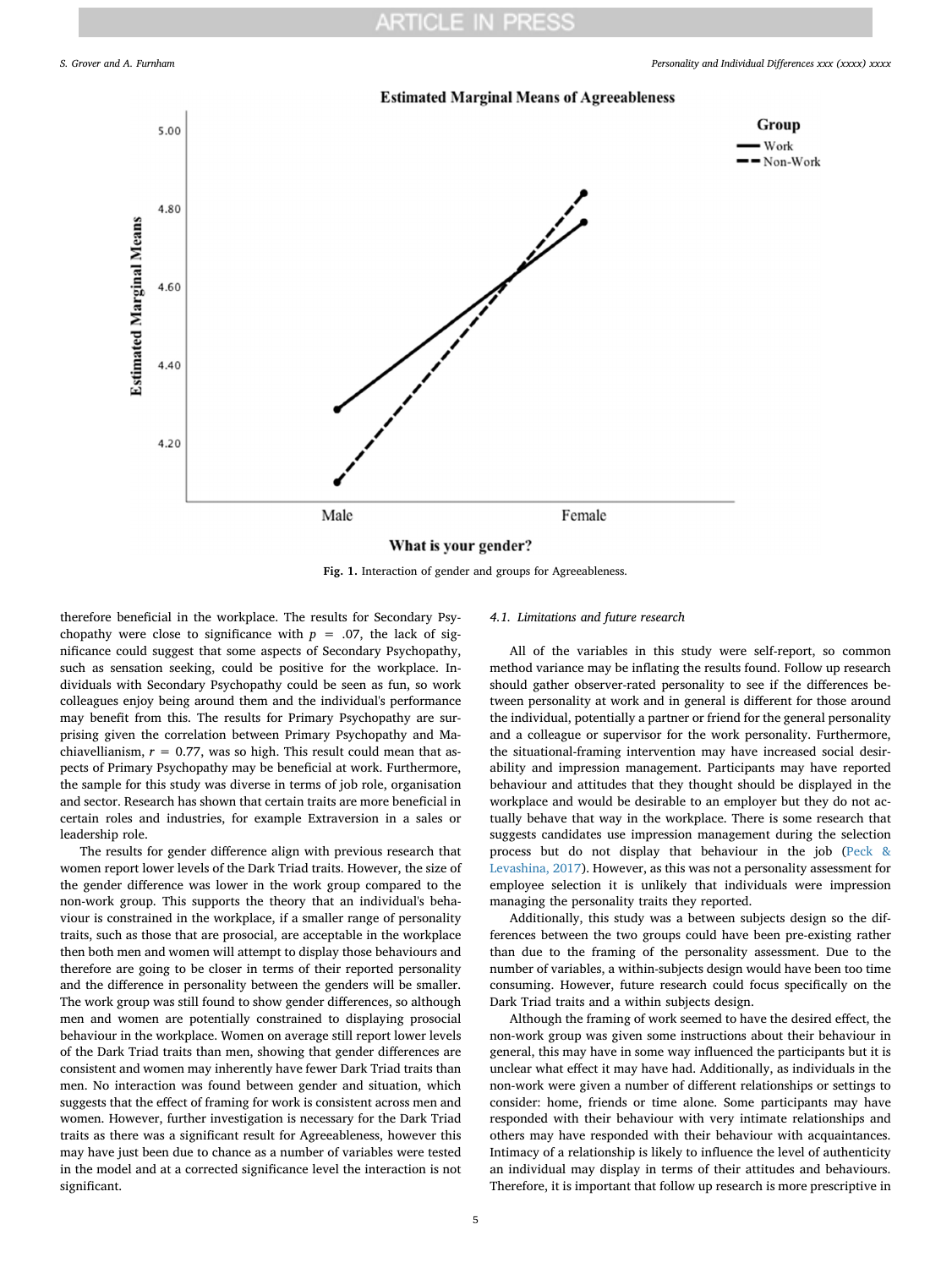Fig. 1. Interaction of gender and groups for Agreeableness.

therefore beneficial in the workplace. The results for Secondary Psychopathy were close to significance with $p = .07$, the lack of significance could suggest that some aspects of Secondary Psychopathy, such as sensation seeking, could be positive for the workplace. Individuals with Secondary Psychopathy could be seen as fun, so work colleagues enjoy being around them and the individual's performance may benefit from this. The results for Primary Psychopathy are surprising given the correlation between Primary Psychopathy and Machiavellianism, $r = 0.77$, was so high. This result could mean that aspects of Primary Psychopathy may be beneficial at work. Furthermore, the sample for this study was diverse in terms of job role, organisation and sector. Research has shown that certain traits are more beneficial in certain roles and industries, for example Extraversion in a sales or leadership role.

The results for gender difference align with previous research that women report lower levels of the Dark Triad traits. However, the size of the gender difference was lower in the work group compared to the non-work group. This supports the theory that an individual's behaviour is constrained in the workplace, if a smaller range of personality traits, such as those that are prosocial, are acceptable in the workplace then both men and women will attempt to display those behaviours and therefore are going to be closer in terms of their reported personality and the difference in personality between the genders will be smaller. The work group was still found to show gender differences, so although men and women are potentially constrained to displaying prosocial behaviour in the workplace. Women on average still report lower levels of the Dark Triad traits than men, showing that gender differences are consistent and women may inherently have fewer Dark Triad traits than men. No interaction was found between gender and situation, which suggests that the effect of framing for work is consistent across men and women. However, further investigation is necessary for the Dark Triad traits as there was a significant result for Agreeableness, however this may have just been due to chance as a number of variables were tested in the model and at a corrected significance level the interaction is not significant.

### 4.1. Limitations and future research

All of the variables in this study were self-report, so common method variance may be inflating the results found. Follow up research should gather observer-rated personality to see if the differences between personality at work and in general is different for those around the individual, potentially a partner or friend for the general personality and a colleague or supervisor for the work personality. Furthermore, the situational-framing intervention may have increased social desirability and impression management. Participants may have reported behaviour and attitudes that they thought should be displayed in the workplace and would be desirable to an employer but they do not actually behave that way in the workplace. There is some research that suggests candidates use impression management during the selection process but do not display that behaviour in the job (Peck & Levashina, 2017). However, as this was not a personality assessment for employee selection it is unlikely that individuals were impression managing the personality traits they reported.

Additionally, this study was a between subjects design so the differences between the two groups could have been pre-existing rather than due to the framing of the personality assessment. Due to the number of variables, a within-subjects design would have been too time consuming. However, future research could focus specifically on the Dark Triad traits and a within subjects design.

Although the framing of work seemed to have the desired effect, the non-work group was given some instructions about their behaviour in general, this may have in some way influenced the participants but it is unclear what effect it may have had. Additionally, as individuals in the non-work were given a number of different relationships or settings to consider: home, friends or time alone. Some participants may have responded with their behaviour with very intimate relationships and others may have responded with their behaviour with acquaintances. Intimacy of a relationship is likely to influence the level of authenticity an individual may display in terms of their attitudes and behaviours. Therefore, it is important that follow up research is more prescriptive in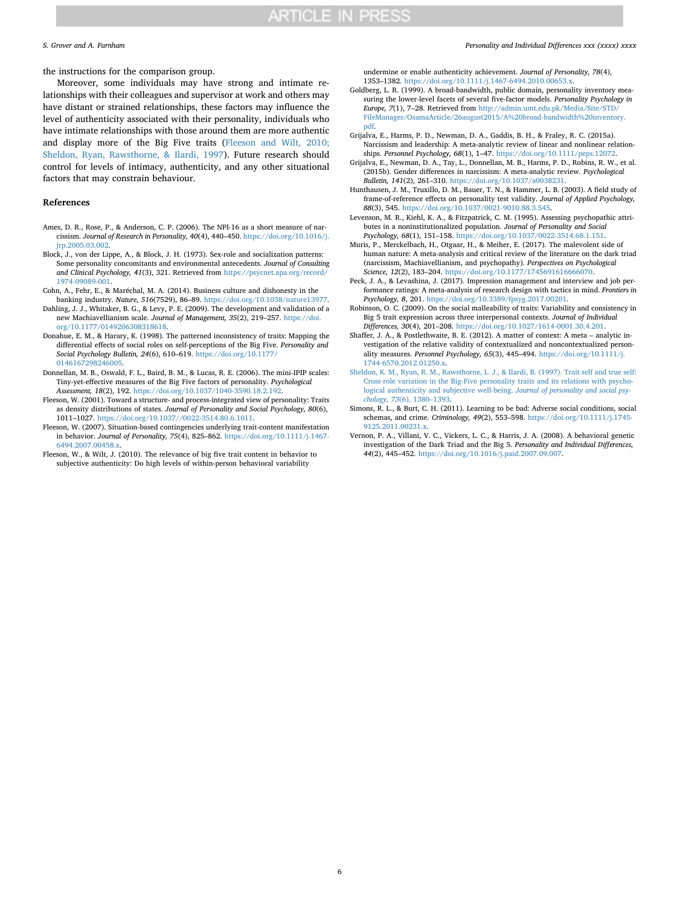the instructions for the comparison group.

Moreover, some individuals may have strong and intimate relationships with their colleagues and supervisor at work and others may have distant or strained relationships, these factors may influence the level of authenticity associated with their personality, individuals who have intimate relationships with those around them are more authentic and display more of the Big Five traits (Fleeson and Wilt, 2010; Sheldon, Ryan, Rawsthorne, & Ilardi, 1997). Future research should control for levels of intimacy, authenticity, and any other situational factors that may constrain behaviour.

## References

Ames, D. R., Rose, P., & Anderson, C. P. (2006). The NPI-16 as a short measure of narcissism. *Journal of Research in Personality, 40*(4), 440–450. https://doi.org/10.1016/j.jrp.2005.03.002.

Block, J., von der Lippe, A., & Block, J. H. (1973). Sex-role and socialization patterns: Some personality concomitants and environmental antecedents. *Journal of Consulting and Clinical Psychology, 41*(3), 321. Retrieved from https://psycnet.apa.org/record/1974-09089-001.

Cohn, A., Fehr, E., & Maréchal, M. A. (2014). Business culture and dishonesty in the banking industry. *Nature, 516*(7529), 86–89. https://doi.org/10.1038/nature13977.

Dahling, J. J., Whitaker, B. G., & Levy, P. E. (2009). The development and validation of a new Machiavellianism scale. *Journal of Management, 35*(2), 219–257. https://doi.org/10.1177/0149206308318618.

Donahue, E. M., & Harary, K. (1998). The patterned inconsistency of traits: Mapping the differential effects of social roles on self-perceptions of the Big Five. *Personality and Social Psychology Bulletin, 24*(6), 610–619. https://doi.org/10.1177/0146167298246005.

Donnellan, M. B., Oswald, F. L., Baird, B. M., & Lucas, R. E. (2006). The mini-IPIP scales: Tiny-yet-effective measures of the Big Five factors of personality. *Psychological Assessment, 18*(2), 192. https://doi.org/10.1037/1040-3590.18.2.192.

Fleeson, W. (2001). Toward a structure- and process-integrated view of personality: Traits as density distributions of states. *Journal of Personality and Social Psychology, 80*(6), 1011–1027. https://doi.org/10.1037//0022-3514.80.6.1011.

Fleeson, W. (2007). Situation-based contingencies underlying trait-content manifestation in behavior. *Journal of Personality, 75*(4), 825–862. https://doi.org/10.1111/j.1467-6494.2007.00458.x.

Fleeson, W., & Wilt, J. (2010). The relevance of big five trait content in behavior to subjective authenticity: Do high levels of within-person behavioral variability undermine or enable authenticity achievement. *Journal of Personality, 78*(4), 1353–1382. https://doi.org/10.1111/j.1467-6494.2010.00653.x.

Goldberg, L. R. (1999). A broad-bandwidth, public domain, personality inventory measuring the lower-level facets of several five-factor models. *Personality Psychology in Europe, 7*(1), 7–28. Retrieved from http://admin.umt.edu.pk/Media/Site/STD/FileManager/OsamaArticle/26august2015/A%20broad-bandwidth%20inventory.pdf.

Grijalva, E., Harms, P. D., Newman, D. A., Gaddis, B. H., & Fraley, R. C. (2015a). Narcissism and leadership: A meta-analytic review of linear and nonlinear relationships. *Personnel Psychology, 68*(1), 1–47. https://doi.org/10.1111/peps.12072.

Grijalva, E., Newman, D. A., Tay, L., Donnellan, M. B., Harms, P. D., Robins, R. W., et al. (2015b). Gender differences in narcissism: A meta-analytic review. *Psychological Bulletin, 141*(2), 261–310. https://doi.org/10.1037/a0038231.

Hunthausen, J. M., Truxillo, D. M., Bauer, T. N., & Hammer, L. B. (2003). A field study of frame-of-reference effects on personality test validity. *Journal of Applied Psychology, 88*(3), 545. https://doi.org/10.1037/0021-9010.88.3.545.

Levenson, M. R., Kiehl, K. A., & Fitzpatrick, C. M. (1995). Assessing psychopathic attributes in a noninstitutionalized population. *Journal of Personality and Social Psychology, 68*(1), 151–158. https://doi.org/10.1037/0022-3514.68.1.151.

Muris, P., Merckelbach, H., Otgaar, H., & Meiher, E. (2017). The malevolent side of human nature: A meta-analysis and critical review of the literature on the dark triad (narcissism, Machiavellianism, and psychopathy). *Perspectives on Psychological Science, 12*(2), 183–204. https://doi.org/10.1177/1745691616666070.

Peck, J. A., & Levashina, J. (2017). Impression management and interview and job performance ratings: A meta-analysis of research design with tactics in mind. *Frontiers in Psychology, 8*, 201. https://doi.org/10.3389/fpsyg.2017.00201.

Robinson, O. C. (2009). On the social malleability of traits: Variability and consistency in Big 5 trait expression across three interpersonal contexts. *Journal of Individual Differences, 30*(4), 201–208. https://doi.org/10.1027/1614-0001.30.4.201.

Shaffer, J. A., & Postlethwaite, B. E. (2012). A matter of context: A meta – analytic investigation of the relative validity of contextualized and noncontextualized personality measures. *Personnel Psychology, 65*(3), 445–494. https://doi.org/10.1111/j.1744-6570.2012.01250.x.

Sheldon, K. M., Ryan, R. M., Rawsthorne, L. J., & Ilardi, B. (1997). Trait self and true self: Cross-role variation in the Big-Five personality traits and its relations with psychological authenticity and subjective well-being. *Journal of personality and social psychology, 73*(6), 1380–1393.

Simons, R. L., & Burt, C. H. (2011). Learning to be bad: Adverse social conditions, social schemas, and crime. *Criminology, 49*(2), 553–598. https://doi.org/10.1111/j.1745-9125.2011.00231.x.

Vernon, P. A., Villani, V. C., Vickers, L. C., & Harris, J. A. (2008). A behavioral genetic investigation of the Dark Triad and the Big 5. *Personality and Individual Differences, 44*(2), 445–452. https://doi.org/10.1016/j.paid.2007.09.007.